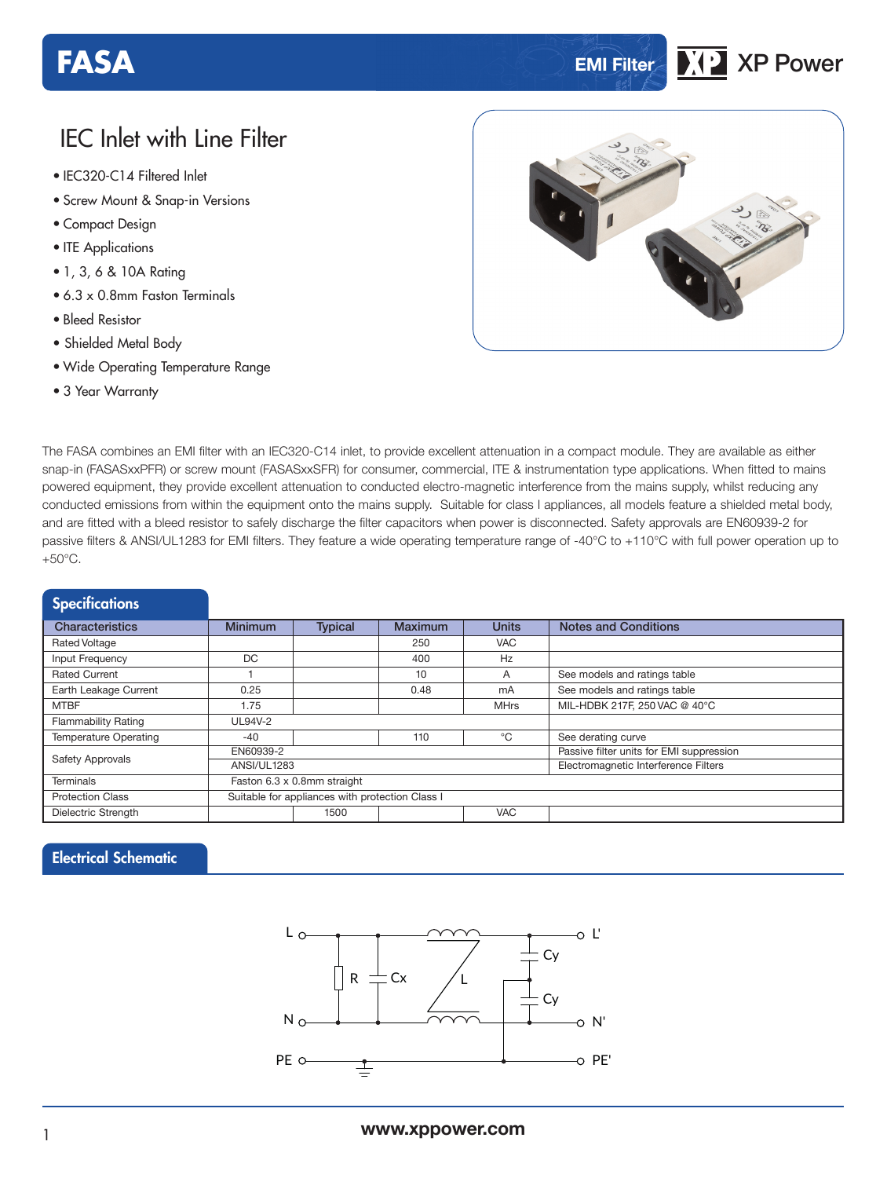# FASA

EMI Filter

XP Power

## IEC Inlet with Line Filter

- IEC320-C14 Filtered Inlet
- Screw Mount & Snap-in Versions
- Compact Design
- ITE Applications
- 1, 3, 6 & 10A Rating
- 6.3 x 0.8mm Faston Terminals
- Bleed Resistor
- Shielded Metal Body
- Wide Operating Temperature Range
- 3 Year Warranty

The FASA combines an EMI filter with an IEC320-C14 inlet, to provide excellent attenuation in a compact module. They are available as either snap-in (FASASxxPFR) or screw mount (FASASxxSFR) for consumer, commercial, ITE & instrumentation type applications. When fitted to mains powered equipment, they provide excellent attenuation to conducted electro-magnetic interference from the mains supply, whilst reducing any conducted emissions from within the equipment onto the mains supply. Suitable for class I appliances, all models feature a shielded metal body, and are fitted with a bleed resistor to safely discharge the filter capacitors when power is disconnected. Safety approvals are EN60939-2 for passive filters & ANSI/UL1283 for EMI filters. They feature a wide operating temperature range of -40°C to +110°C with full power operation up to +50°C.

## Specifications

| Characteristics | Minimum | Typical | Maximum | Units | Notes and Conditions |
|---|---|---|---|---|---|
| Rated Voltage | | | 250 | VAC | |
| Input Frequency | DC | | 400 | Hz | |
| Rated Current | 1 | | 10 | A | See models and ratings table |
| Earth Leakage Current | 0.25 | | 0.48 | mA | See models and ratings table |
| MTBF | 1.75 | | | MHrs | MIL-HDBK 217F, 250 VAC @ 40°C |
| Flammability Rating | UL94V-2 | | | | |
| Temperature Operating | -40 | | 110 | °C | See derating curve |
| Safety Approvals | EN60939-2 | | | | Passive filter units for EMI suppression |
| | ANSI/UL1283 | | | | Electromagnetic Interference Filters |
| Terminals | Faston 6.3 x 0.8mm straight | | | | |
| Protection Class | Suitable for appliances with protection Class I | | | | |
| Dielectric Strength | | 1500 | | VAC | |

## Electrical Schematic

www.xppower.com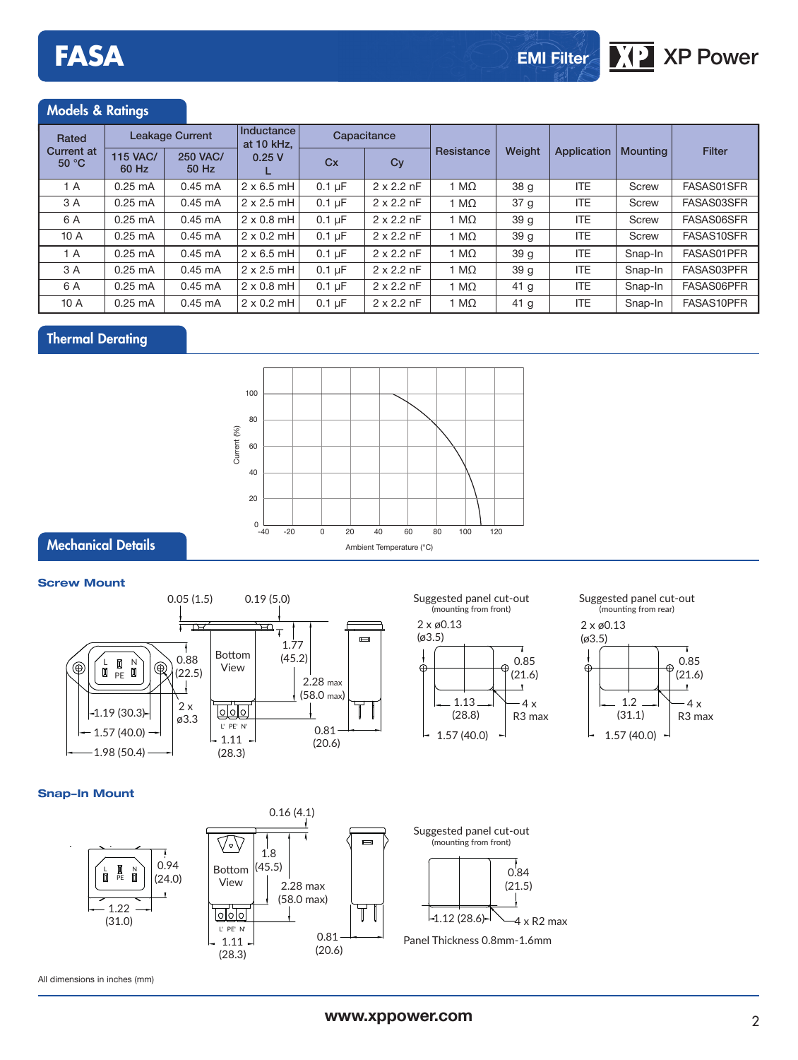## Models & Ratings

| Rated Current at 50 °C | Leakage Current | | Inductance at 10 kHz, 0.25 V L | Capacitance | | Resistance | Weight | Application | Mounting | Filter |
|---|---|---|---|---|---|---|---|---|---|---|
| | 115 VAC/ 60 Hz | 250 VAC/ 50 Hz | | Cx | Cy | | | | | |
| 1 A | 0.25 mA | 0.45 mA | 2 x 6.5 mH | 0.1 µF | 2 x 2.2 nF | 1 MΩ | 38 g | ITE | Screw | FASAS01SFR |
| 3 A | 0.25 mA | 0.45 mA | 2 x 2.5 mH | 0.1 µF | 2 x 2.2 nF | 1 MΩ | 37 g | ITE | Screw | FASAS03SFR |
| 6 A | 0.25 mA | 0.45 mA | 2 x 0.8 mH | 0.1 µF | 2 x 2.2 nF | 1 MΩ | 39 g | ITE | Screw | FASAS06SFR |
| 10 A | 0.25 mA | 0.45 mA | 2 x 0.2 mH | 0.1 µF | 2 x 2.2 nF | 1 MΩ | 39 g | ITE | Screw | FASAS10SFR |
| 1 A | 0.25 mA | 0.45 mA | 2 x 6.5 mH | 0.1 µF | 2 x 2.2 nF | 1 MΩ | 39 g | ITE | Snap-In | FASAS01PFR |
| 3 A | 0.25 mA | 0.45 mA | 2 x 2.5 mH | 0.1 µF | 2 x 2.2 nF | 1 MΩ | 39 g | ITE | Snap-In | FASAS03PFR |
| 6 A | 0.25 mA | 0.45 mA | 2 x 0.8 mH | 0.1 µF | 2 x 2.2 nF | 1 MΩ | 41 g | ITE | Snap-In | FASAS06PFR |
| 10 A | 0.25 mA | 0.45 mA | 2 x 0.2 mH | 0.1 µF | 2 x 2.2 nF | 1 MΩ | 41 g | ITE | Snap-In | FASAS10PFR |

## Thermal Derating

Current (%) vs. Ambient Temperature (°C)

## Mechanical Details

### Screw Mount

0.05 (1.5) 0.19 (5.0) 1.77 (45.2) 2.28 max (58.0 max) 0.88 (22.5) 2 x ø3.3 1.19 (30.3) 1.57 (40.0) 1.98 (50.4) Bottom View 1.11 (28.3) 0.81 (20.6)

Suggested panel cut-out (mounting from front): 2 x ø0.13 (ø3.5), 0.85 (21.6), 1.13 (28.8), 4 x R3 max, 1.57 (40.0)

Suggested panel cut-out (mounting from rear): 2 x ø0.13 (ø3.5), 0.85 (21.6), 1.2 (31.1), 4 x R3 max, 1.57 (40.0)

### Snap-In Mount

0.94 (24.0) 1.22 (31.0) 0.16 (4.1) 1.8 (45.5) Bottom View 2.28 max (58.0 max) 1.11 (28.3) 0.81 (20.6)

Suggested panel cut-out (mounting from front): 0.84 (21.5), 1.12 (28.6), 4 x R2 max

Panel Thickness 0.8mm-1.6mm

All dimensions in inches (mm)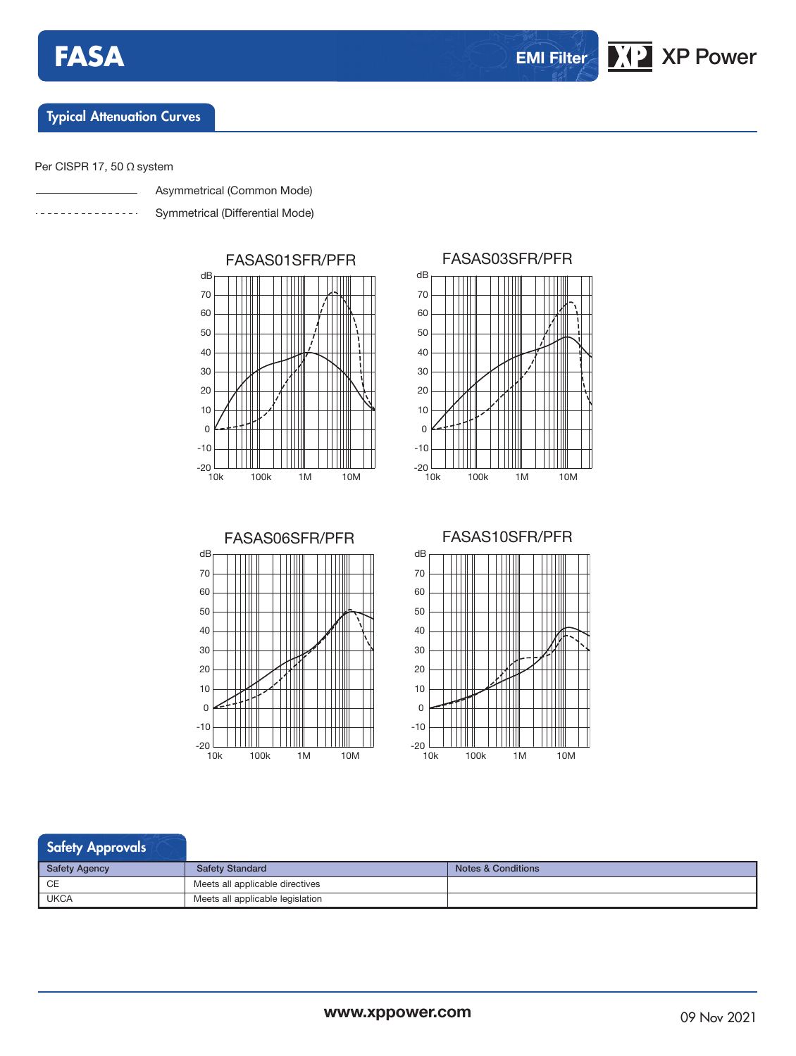## Typical Attenuation Curves

Per CISPR 17, 50 Ω system

———— Asymmetrical (Common Mode)

- - - - - Symmetrical (Differential Mode)

FASAS01SFR/PFR

dB
70
60
50
40
30
20
10
0
-10
-20
10k 100k 1M 10M

FASAS03SFR/PFR

dB
70
60
50
40
30
20
10
0
-10
-20
10k 100k 1M 10M

FASAS06SFR/PFR

dB
70
60
50
40
30
20
10
0
-10
-20
10k 100k 1M 10M

FASAS10SFR/PFR

dB
70
60
50
40
30
20
10
0
-10
-20
10k 100k 1M 10M

## Safety Approvals

| Safety Agency | Safety Standard | Notes & Conditions |
|---|---|---|
| CE | Meets all applicable directives | |
| UKCA | Meets all applicable legislation | |

www.xppower.com

09 Nov 2021